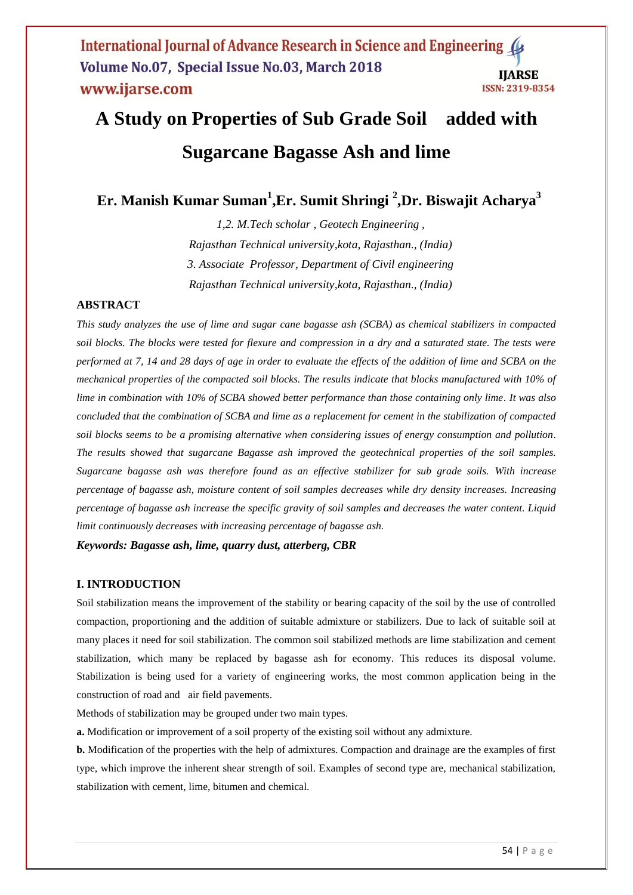# A Study on Properties of Sub Grade Soil added with Sugarcane Bagasse Ash and lime

**Er. Manish Kumar Suman[1],Er. Sumit Shringi [2],Dr. Biswajit Acharya[3]**

*1,2. M.Tech scholar , Geotech Engineering ,*
*Rajasthan Technical university,kota, Rajasthan., (India)*
*3. Associate Professor, Department of Civil engineering*
*Rajasthan Technical university,kota, Rajasthan., (India)*

## ABSTRACT

*This study analyzes the use of lime and sugar cane bagasse ash (SCBA) as chemical stabilizers in compacted soil blocks. The blocks were tested for flexure and compression in a dry and a saturated state. The tests were performed at 7, 14 and 28 days of age in order to evaluate the effects of the addition of lime and SCBA on the mechanical properties of the compacted soil blocks. The results indicate that blocks manufactured with 10% of lime in combination with 10% of SCBA showed better performance than those containing only lime. It was also concluded that the combination of SCBA and lime as a replacement for cement in the stabilization of compacted soil blocks seems to be a promising alternative when considering issues of energy consumption and pollution. The results showed that sugarcane Bagasse ash improved the geotechnical properties of the soil samples. Sugarcane bagasse ash was therefore found as an effective stabilizer for sub grade soils. With increase percentage of bagasse ash, moisture content of soil samples decreases while dry density increases. Increasing percentage of bagasse ash increase the specific gravity of soil samples and decreases the water content. Liquid limit continuously decreases with increasing percentage of bagasse ash.*

***Keywords: Bagasse ash, lime, quarry dust, atterberg, CBR***

## I. INTRODUCTION

Soil stabilization means the improvement of the stability or bearing capacity of the soil by the use of controlled compaction, proportioning and the addition of suitable admixture or stabilizers. Due to lack of suitable soil at many places it need for soil stabilization. The common soil stabilized methods are lime stabilization and cement stabilization, which many be replaced by bagasse ash for economy. This reduces its disposal volume. Stabilization is being used for a variety of engineering works, the most common application being in the construction of road and air field pavements.

Methods of stabilization may be grouped under two main types.

**a.** Modification or improvement of a soil property of the existing soil without any admixture.

**b.** Modification of the properties with the help of admixtures. Compaction and drainage are the examples of first type, which improve the inherent shear strength of soil. Examples of second type are, mechanical stabilization, stabilization with cement, lime, bitumen and chemical.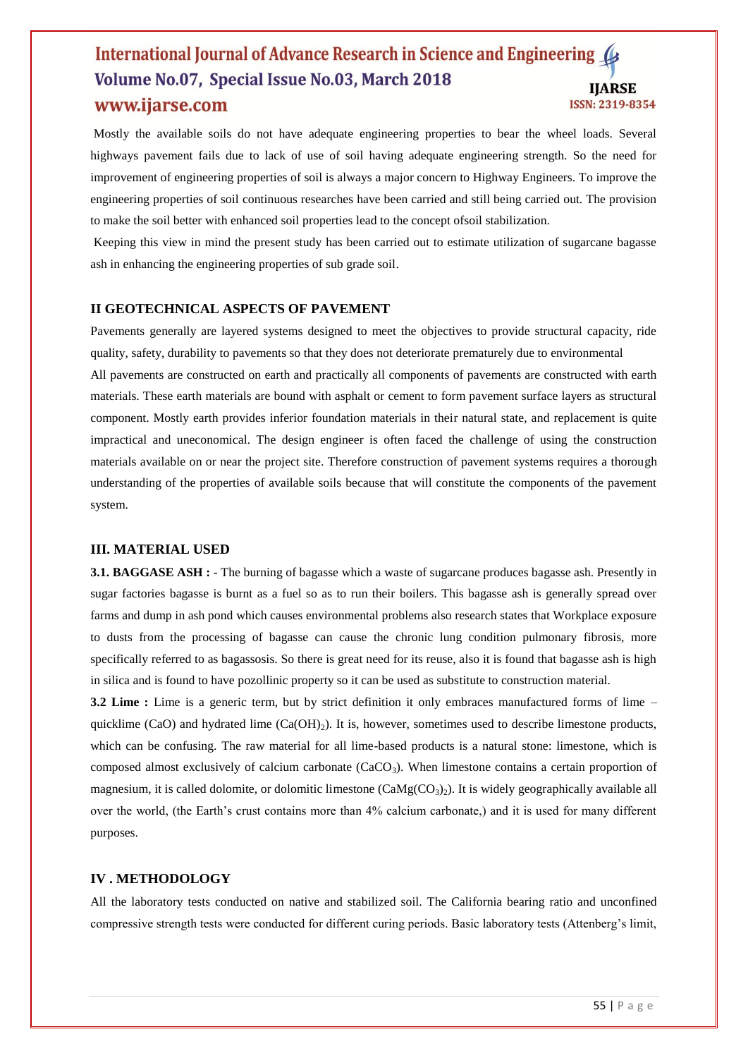Mostly the available soils do not have adequate engineering properties to bear the wheel loads. Several highways pavement fails due to lack of use of soil having adequate engineering strength. So the need for improvement of engineering properties of soil is always a major concern to Highway Engineers. To improve the engineering properties of soil continuous researches have been carried and still being carried out. The provision to make the soil better with enhanced soil properties lead to the concept ofsoil stabilization.

Keeping this view in mind the present study has been carried out to estimate utilization of sugarcane bagasse ash in enhancing the engineering properties of sub grade soil.

## II GEOTECHNICAL ASPECTS OF PAVEMENT

Pavements generally are layered systems designed to meet the objectives to provide structural capacity, ride quality, safety, durability to pavements so that they does not deteriorate prematurely due to environmental

All pavements are constructed on earth and practically all components of pavements are constructed with earth materials. These earth materials are bound with asphalt or cement to form pavement surface layers as structural component. Mostly earth provides inferior foundation materials in their natural state, and replacement is quite impractical and uneconomical. The design engineer is often faced the challenge of using the construction materials available on or near the project site. Therefore construction of pavement systems requires a thorough understanding of the properties of available soils because that will constitute the components of the pavement system.

## III. MATERIAL USED

**3.1. BAGGASE ASH :** - The burning of bagasse which a waste of sugarcane produces bagasse ash. Presently in sugar factories bagasse is burnt as a fuel so as to run their boilers. This bagasse ash is generally spread over farms and dump in ash pond which causes environmental problems also research states that Workplace exposure to dusts from the processing of bagasse can cause the chronic lung condition pulmonary fibrosis, more specifically referred to as bagassosis. So there is great need for its reuse, also it is found that bagasse ash is high in silica and is found to have pozollinic property so it can be used as substitute to construction material.

**3.2 Lime :** Lime is a generic term, but by strict definition it only embraces manufactured forms of lime – quicklime (CaO) and hydrated lime ($Ca(OH)_2$). It is, however, sometimes used to describe limestone products, which can be confusing. The raw material for all lime-based products is a natural stone: limestone, which is composed almost exclusively of calcium carbonate ($CaCO_3$). When limestone contains a certain proportion of magnesium, it is called dolomite, or dolomitic limestone ($CaMg(CO_3)_2$). It is widely geographically available all over the world, (the Earth's crust contains more than 4% calcium carbonate,) and it is used for many different purposes.

## IV . METHODOLOGY

All the laboratory tests conducted on native and stabilized soil. The California bearing ratio and unconfined compressive strength tests were conducted for different curing periods. Basic laboratory tests (Attenberg's limit,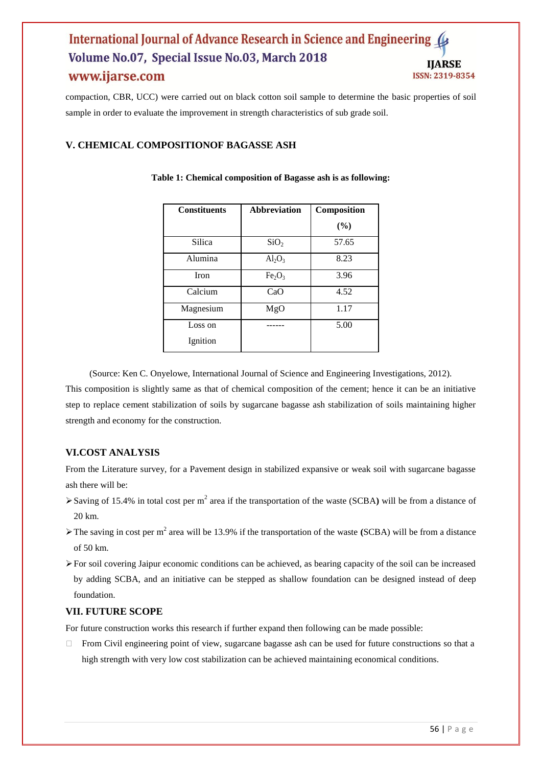compaction, CBR, UCC) were carried out on black cotton soil sample to determine the basic properties of soil sample in order to evaluate the improvement in strength characteristics of sub grade soil.

## V. CHEMICAL COMPOSITIONOF BAGASSE ASH

**Table 1: Chemical composition of Bagasse ash is as following:**

| Constituents | Abbreviation | Composition (%) |
|---|---|---|
| Silica | $SiO_2$ | 57.65 |
| Alumina | $Al_2O_3$ | 8.23 |
| Iron | $Fe_2O_3$ | 3.96 |
| Calcium | CaO | 4.52 |
| Magnesium | MgO | 1.17 |
| Loss on Ignition | ------ | 5.00 |

(Source: Ken C. Onyelowe, International Journal of Science and Engineering Investigations, 2012).

This composition is slightly same as that of chemical composition of the cement; hence it can be an initiative step to replace cement stabilization of soils by sugarcane bagasse ash stabilization of soils maintaining higher strength and economy for the construction.

## VI.COST ANALYSIS

From the Literature survey, for a Pavement design in stabilized expansive or weak soil with sugarcane bagasse ash there will be:

- Saving of 15.4% in total cost per $m^2$ area if the transportation of the waste (SCBA**)** will be from a distance of 20 km.
- The saving in cost per $m^2$ area will be 13.9% if the transportation of the waste **(**SCBA) will be from a distance of 50 km.
- For soil covering Jaipur economic conditions can be achieved, as bearing capacity of the soil can be increased by adding SCBA, and an initiative can be stepped as shallow foundation can be designed instead of deep foundation.

## VII. FUTURE SCOPE

For future construction works this research if further expand then following can be made possible:

- From Civil engineering point of view, sugarcane bagasse ash can be used for future constructions so that a high strength with very low cost stabilization can be achieved maintaining economical conditions.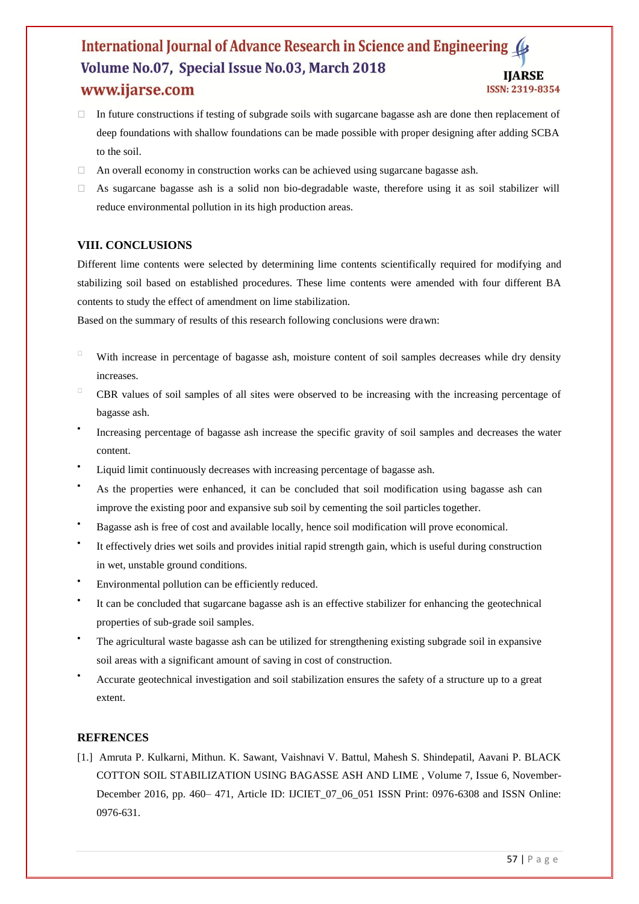- In future constructions if testing of subgrade soils with sugarcane bagasse ash are done then replacement of deep foundations with shallow foundations can be made possible with proper designing after adding SCBA to the soil.
- An overall economy in construction works can be achieved using sugarcane bagasse ash.
- As sugarcane bagasse ash is a solid non bio-degradable waste, therefore using it as soil stabilizer will reduce environmental pollution in its high production areas.

## VIII. CONCLUSIONS

Different lime contents were selected by determining lime contents scientifically required for modifying and stabilizing soil based on established procedures. These lime contents were amended with four different BA contents to study the effect of amendment on lime stabilization.

Based on the summary of results of this research following conclusions were drawn:

- With increase in percentage of bagasse ash, moisture content of soil samples decreases while dry density increases.
- CBR values of soil samples of all sites were observed to be increasing with the increasing percentage of bagasse ash.
- Increasing percentage of bagasse ash increase the specific gravity of soil samples and decreases the water content.
- Liquid limit continuously decreases with increasing percentage of bagasse ash.
- As the properties were enhanced, it can be concluded that soil modification using bagasse ash can improve the existing poor and expansive sub soil by cementing the soil particles together.
- Bagasse ash is free of cost and available locally, hence soil modification will prove economical.
- It effectively dries wet soils and provides initial rapid strength gain, which is useful during construction in wet, unstable ground conditions.
- Environmental pollution can be efficiently reduced.
- It can be concluded that sugarcane bagasse ash is an effective stabilizer for enhancing the geotechnical properties of sub-grade soil samples.
- The agricultural waste bagasse ash can be utilized for strengthening existing subgrade soil in expansive soil areas with a significant amount of saving in cost of construction.
- Accurate geotechnical investigation and soil stabilization ensures the safety of a structure up to a great extent.

## REFRENCES

[1.] Amruta P. Kulkarni, Mithun. K. Sawant, Vaishnavi V. Battul, Mahesh S. Shindepatil, Aavani P. BLACK COTTON SOIL STABILIZATION USING BAGASSE ASH AND LIME , Volume 7, Issue 6, November-December 2016, pp. 460– 471, Article ID: IJCIET_07_06_051 ISSN Print: 0976-6308 and ISSN Online: 0976-631.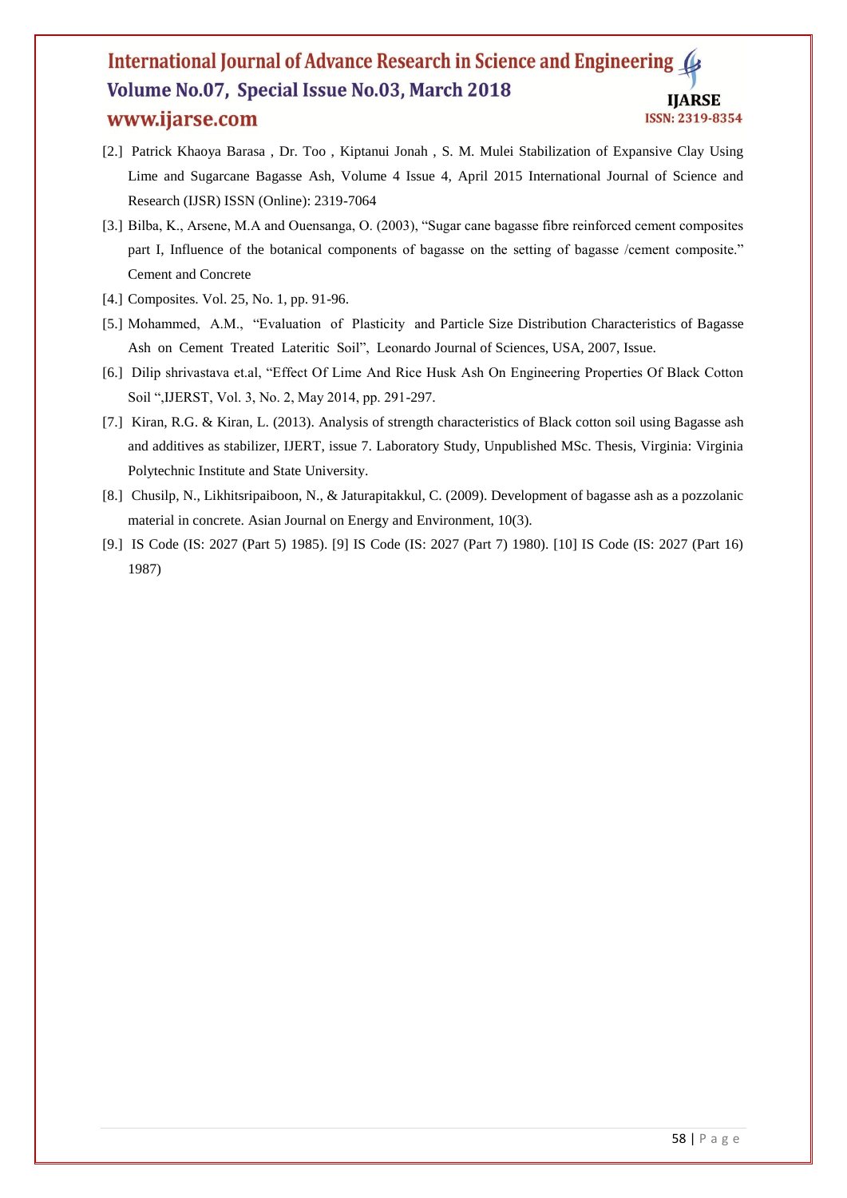[2.] Patrick Khaoya Barasa , Dr. Too , Kiptanui Jonah , S. M. Mulei Stabilization of Expansive Clay Using Lime and Sugarcane Bagasse Ash, Volume 4 Issue 4, April 2015 International Journal of Science and Research (IJSR) ISSN (Online): 2319-7064

[3.] Bilba, K., Arsene, M.A and Ouensanga, O. (2003), "Sugar cane bagasse fibre reinforced cement composites part I, Influence of the botanical components of bagasse on the setting of bagasse /cement composite." Cement and Concrete

[4.] Composites. Vol. 25, No. 1, pp. 91-96.

[5.] Mohammed, A.M., "Evaluation of Plasticity and Particle Size Distribution Characteristics of Bagasse Ash on Cement Treated Lateritic Soil", Leonardo Journal of Sciences, USA, 2007, Issue.

[6.] Dilip shrivastava et.al, "Effect Of Lime And Rice Husk Ash On Engineering Properties Of Black Cotton Soil ",IJERST, Vol. 3, No. 2, May 2014, pp. 291-297.

[7.] Kiran, R.G. & Kiran, L. (2013). Analysis of strength characteristics of Black cotton soil using Bagasse ash and additives as stabilizer, IJERT, issue 7. Laboratory Study, Unpublished MSc. Thesis, Virginia: Virginia Polytechnic Institute and State University.

[8.] Chusilp, N., Likhitsripaiboon, N., & Jaturapitakkul, C. (2009). Development of bagasse ash as a pozzolanic material in concrete. Asian Journal on Energy and Environment, 10(3).

[9.] IS Code (IS: 2027 (Part 5) 1985). [9] IS Code (IS: 2027 (Part 7) 1980). [10] IS Code (IS: 2027 (Part 16) 1987)